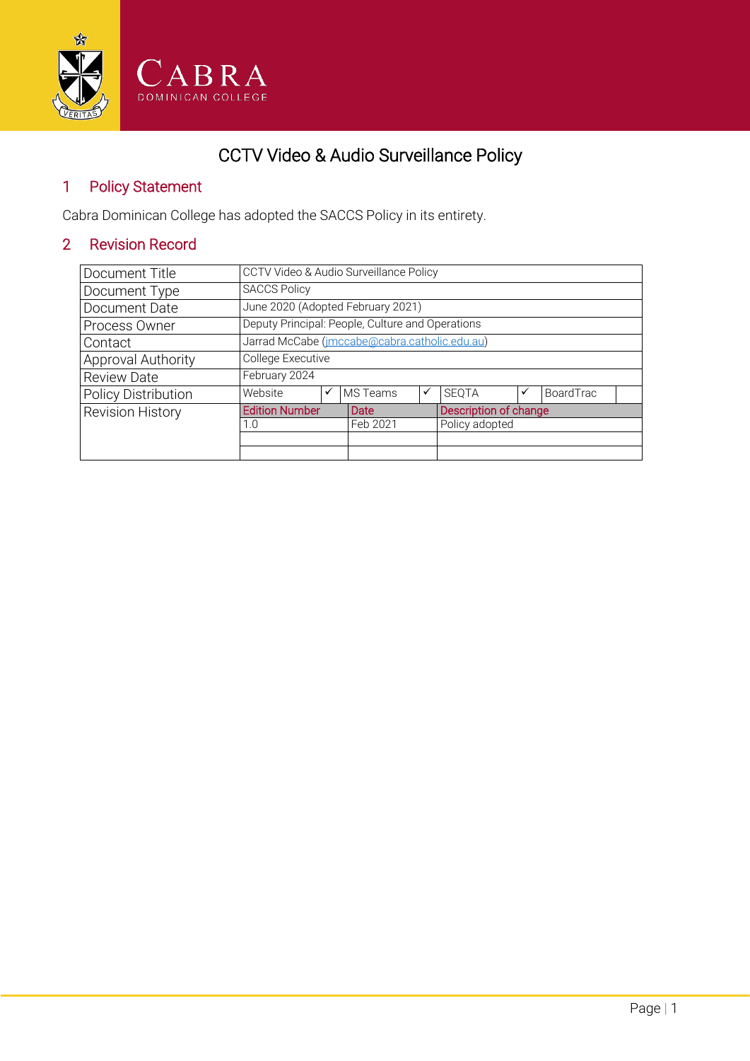# CCTV Video & Audio Surveillance Policy

## 1 Policy Statement

Cabra Dominican College has adopted the SACCS Policy in its entirety.

## 2 Revision Record

| Document Title | CCTV Video & Audio Surveillance Policy | | | | | | | |
|---|---|---|---|---|---|---|---|---|
| Document Type | SACCS Policy | | | | | | | |
| Document Date | June 2020 (Adopted February 2021) | | | | | | | |
| Process Owner | Deputy Principal: People, Culture and Operations | | | | | | | |
| Contact | Jarrad McCabe (jmccabe@cabra.catholic.edu.au) | | | | | | | |
| Approval Authority | College Executive | | | | | | | |
| Review Date | February 2024 | | | | | | | |
| Policy Distribution | Website | ✓ | MS Teams | ✓ | SEQTA | ✓ | BoardTrac | |
| Revision History | Edition Number | | Date | | Description of change | | | |
| | 1.0 | | Feb 2021 | | Policy adopted | | | |
| | | | | | | | | |
| | | | | | | | | |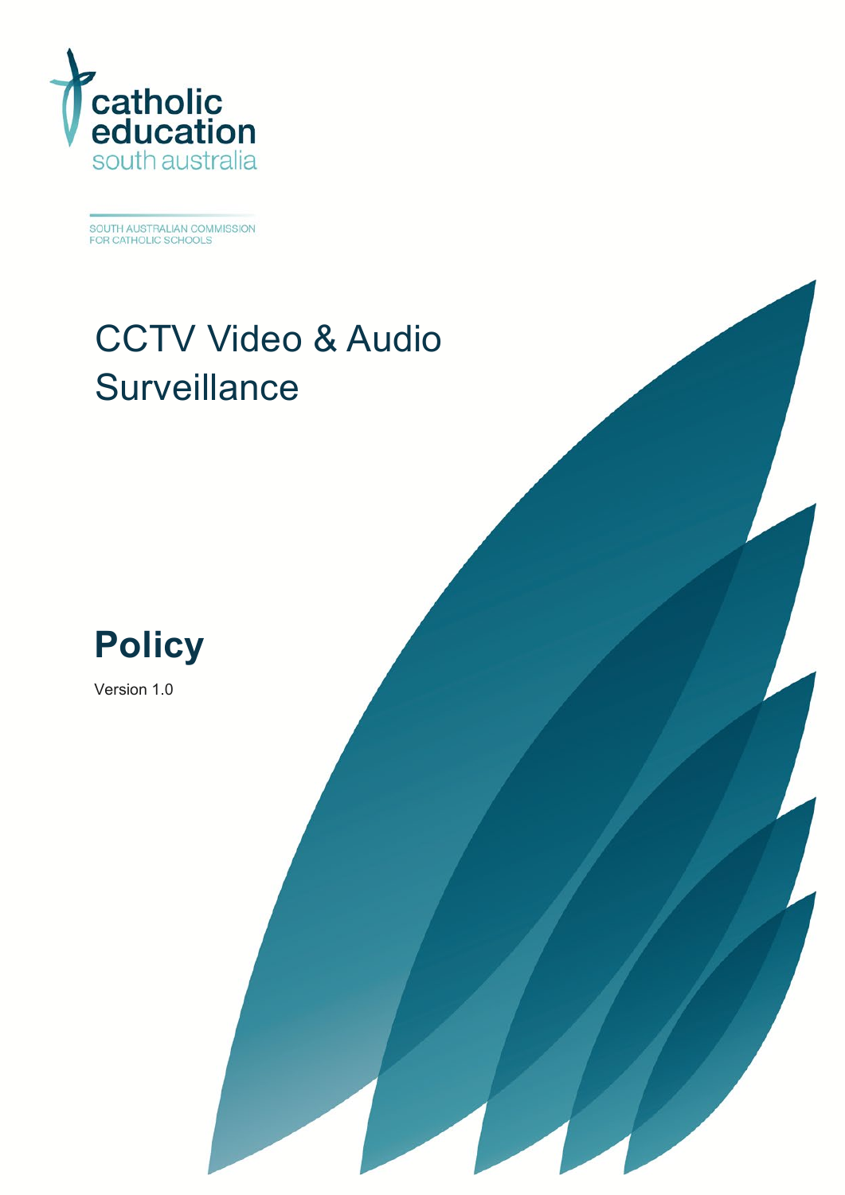catholic education south australia

SOUTH AUSTRALIAN COMMISSION FOR CATHOLIC SCHOOLS

# CCTV Video & Audio Surveillance

## Policy

Version 1.0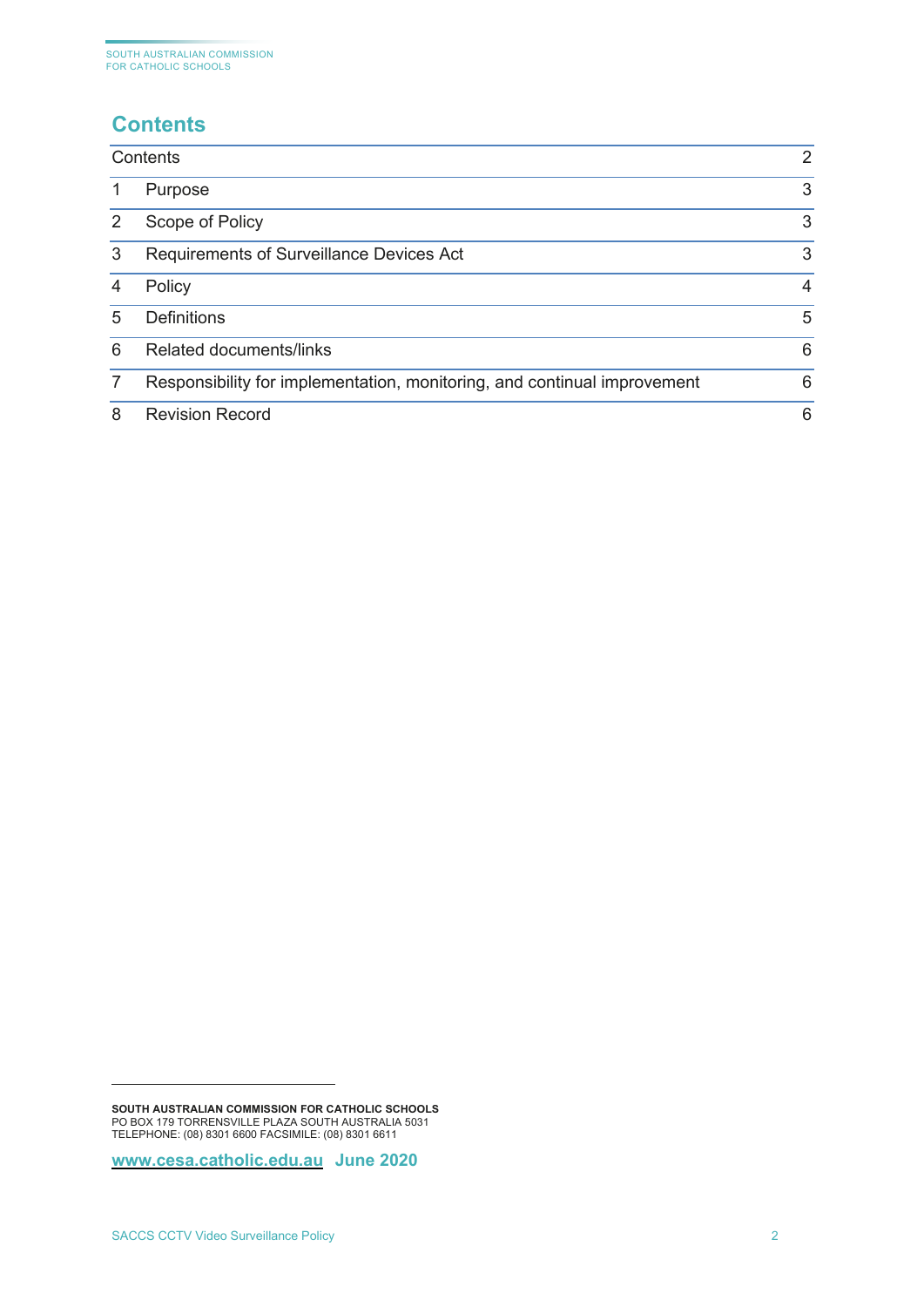## Contents

| | | |
|---|---|---|
| Contents | | 2 |
| 1 | Purpose | 3 |
| 2 | Scope of Policy | 3 |
| 3 | Requirements of Surveillance Devices Act | 3 |
| 4 | Policy | 4 |
| 5 | Definitions | 5 |
| 6 | Related documents/links | 6 |
| 7 | Responsibility for implementation, monitoring, and continual improvement | 6 |
| 8 | Revision Record | 6 |

**SOUTH AUSTRALIAN COMMISSION FOR CATHOLIC SCHOOLS**
PO BOX 179 TORRENSVILLE PLAZA SOUTH AUSTRALIA 5031
TELEPHONE: (08) 8301 6600 FACSIMILE: (08) 8301 6611

**www.cesa.catholic.edu.au June 2020**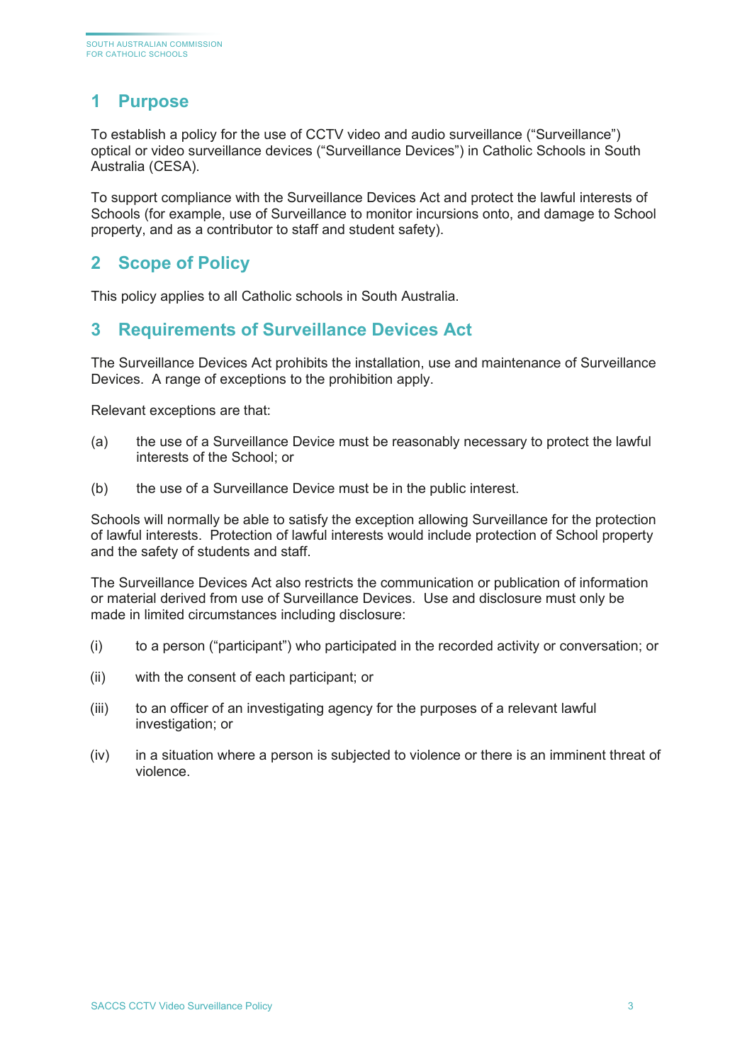## 1 Purpose

To establish a policy for the use of CCTV video and audio surveillance ("Surveillance") optical or video surveillance devices ("Surveillance Devices") in Catholic Schools in South Australia (CESA).

To support compliance with the Surveillance Devices Act and protect the lawful interests of Schools (for example, use of Surveillance to monitor incursions onto, and damage to School property, and as a contributor to staff and student safety).

## 2 Scope of Policy

This policy applies to all Catholic schools in South Australia.

## 3 Requirements of Surveillance Devices Act

The Surveillance Devices Act prohibits the installation, use and maintenance of Surveillance Devices. A range of exceptions to the prohibition apply.

Relevant exceptions are that:

(a) the use of a Surveillance Device must be reasonably necessary to protect the lawful interests of the School; or

(b) the use of a Surveillance Device must be in the public interest.

Schools will normally be able to satisfy the exception allowing Surveillance for the protection of lawful interests. Protection of lawful interests would include protection of School property and the safety of students and staff.

The Surveillance Devices Act also restricts the communication or publication of information or material derived from use of Surveillance Devices. Use and disclosure must only be made in limited circumstances including disclosure:

(i) to a person ("participant") who participated in the recorded activity or conversation; or

(ii) with the consent of each participant; or

(iii) to an officer of an investigating agency for the purposes of a relevant lawful investigation; or

(iv) in a situation where a person is subjected to violence or there is an imminent threat of violence.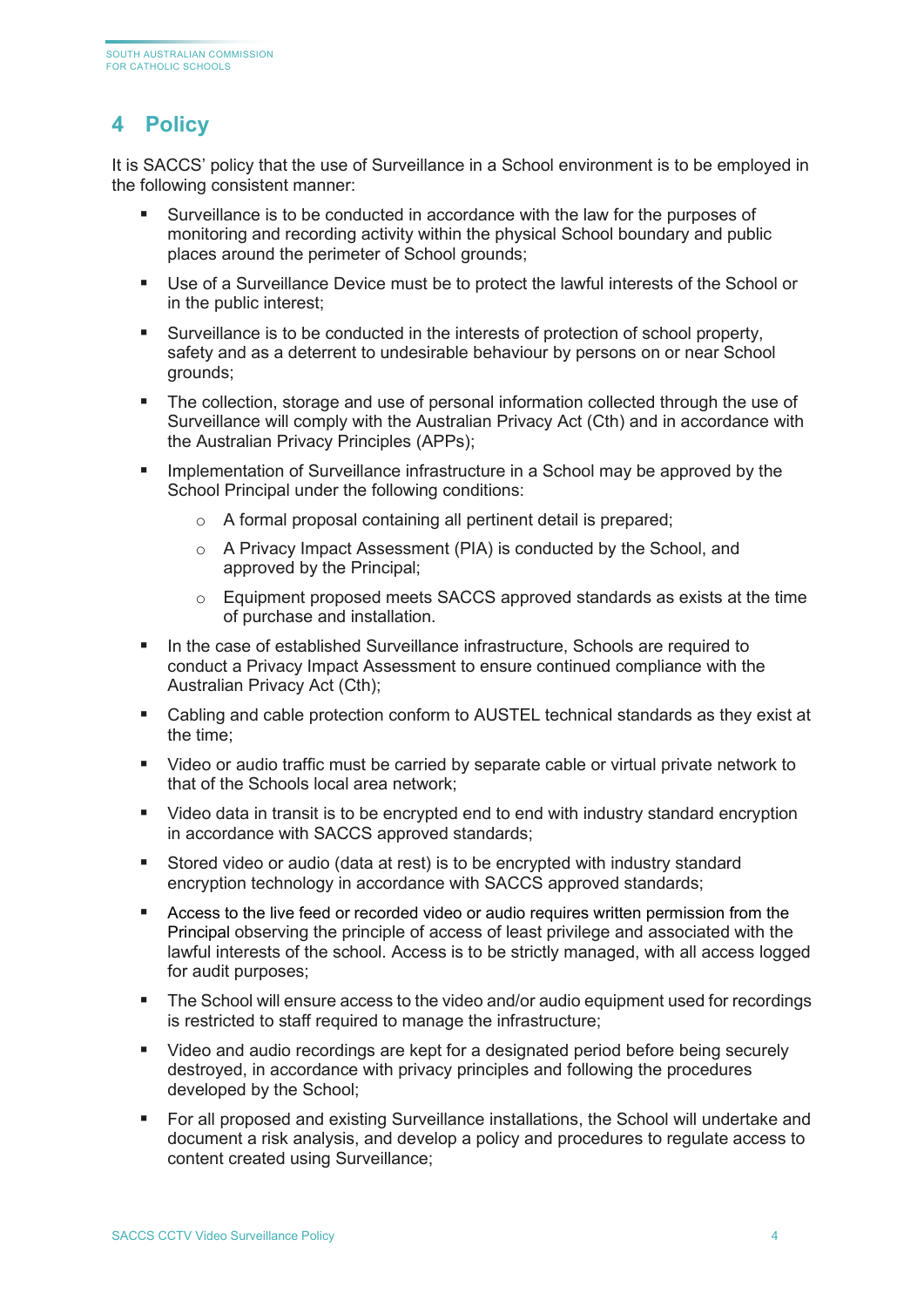## 4 Policy

It is SACCS' policy that the use of Surveillance in a School environment is to be employed in the following consistent manner:

- Surveillance is to be conducted in accordance with the law for the purposes of monitoring and recording activity within the physical School boundary and public places around the perimeter of School grounds;
- Use of a Surveillance Device must be to protect the lawful interests of the School or in the public interest;
- Surveillance is to be conducted in the interests of protection of school property, safety and as a deterrent to undesirable behaviour by persons on or near School grounds;
- The collection, storage and use of personal information collected through the use of Surveillance will comply with the Australian Privacy Act (Cth) and in accordance with the Australian Privacy Principles (APPs);
- Implementation of Surveillance infrastructure in a School may be approved by the School Principal under the following conditions:
    - A formal proposal containing all pertinent detail is prepared;
    - A Privacy Impact Assessment (PIA) is conducted by the School, and approved by the Principal;
    - Equipment proposed meets SACCS approved standards as exists at the time of purchase and installation.
- In the case of established Surveillance infrastructure, Schools are required to conduct a Privacy Impact Assessment to ensure continued compliance with the Australian Privacy Act (Cth);
- Cabling and cable protection conform to AUSTEL technical standards as they exist at the time;
- Video or audio traffic must be carried by separate cable or virtual private network to that of the Schools local area network;
- Video data in transit is to be encrypted end to end with industry standard encryption in accordance with SACCS approved standards;
- Stored video or audio (data at rest) is to be encrypted with industry standard encryption technology in accordance with SACCS approved standards;
- Access to the live feed or recorded video or audio requires written permission from the Principal observing the principle of access of least privilege and associated with the lawful interests of the school. Access is to be strictly managed, with all access logged for audit purposes;
- The School will ensure access to the video and/or audio equipment used for recordings is restricted to staff required to manage the infrastructure;
- Video and audio recordings are kept for a designated period before being securely destroyed, in accordance with privacy principles and following the procedures developed by the School;
- For all proposed and existing Surveillance installations, the School will undertake and document a risk analysis, and develop a policy and procedures to regulate access to content created using Surveillance;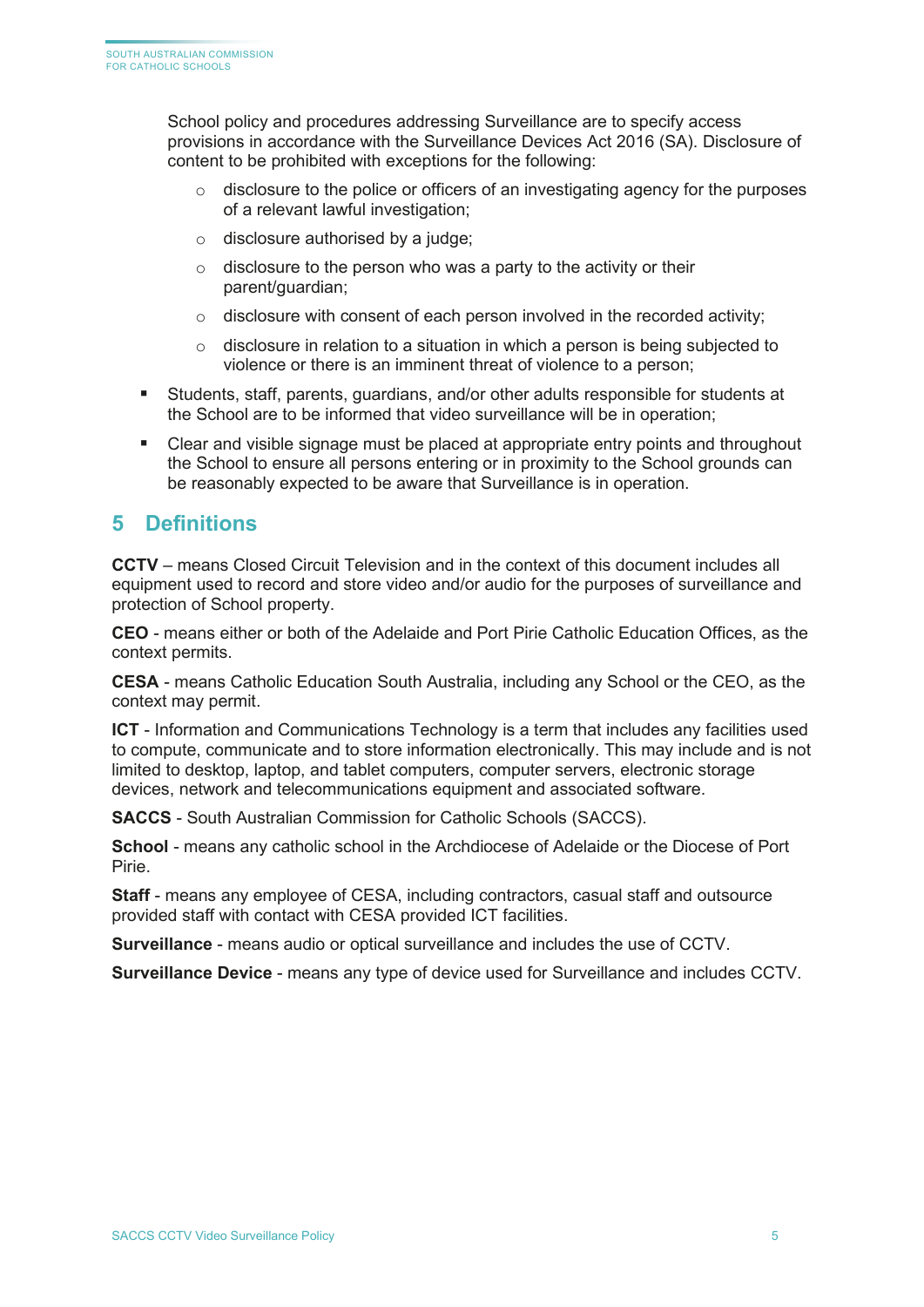School policy and procedures addressing Surveillance are to specify access provisions in accordance with the Surveillance Devices Act 2016 (SA). Disclosure of content to be prohibited with exceptions for the following:

  - disclosure to the police or officers of an investigating agency for the purposes of a relevant lawful investigation;
  - disclosure authorised by a judge;
  - disclosure to the person who was a party to the activity or their parent/guardian;
  - disclosure with consent of each person involved in the recorded activity;
  - disclosure in relation to a situation in which a person is being subjected to violence or there is an imminent threat of violence to a person;

- Students, staff, parents, guardians, and/or other adults responsible for students at the School are to be informed that video surveillance will be in operation;
- Clear and visible signage must be placed at appropriate entry points and throughout the School to ensure all persons entering or in proximity to the School grounds can be reasonably expected to be aware that Surveillance is in operation.

## 5 Definitions

**CCTV** – means Closed Circuit Television and in the context of this document includes all equipment used to record and store video and/or audio for the purposes of surveillance and protection of School property.

**CEO** - means either or both of the Adelaide and Port Pirie Catholic Education Offices, as the context permits.

**CESA** - means Catholic Education South Australia, including any School or the CEO, as the context may permit.

**ICT** - Information and Communications Technology is a term that includes any facilities used to compute, communicate and to store information electronically. This may include and is not limited to desktop, laptop, and tablet computers, computer servers, electronic storage devices, network and telecommunications equipment and associated software.

**SACCS** - South Australian Commission for Catholic Schools (SACCS).

**School** - means any catholic school in the Archdiocese of Adelaide or the Diocese of Port Pirie.

**Staff** - means any employee of CESA, including contractors, casual staff and outsource provided staff with contact with CESA provided ICT facilities.

**Surveillance** - means audio or optical surveillance and includes the use of CCTV.

**Surveillance Device** - means any type of device used for Surveillance and includes CCTV.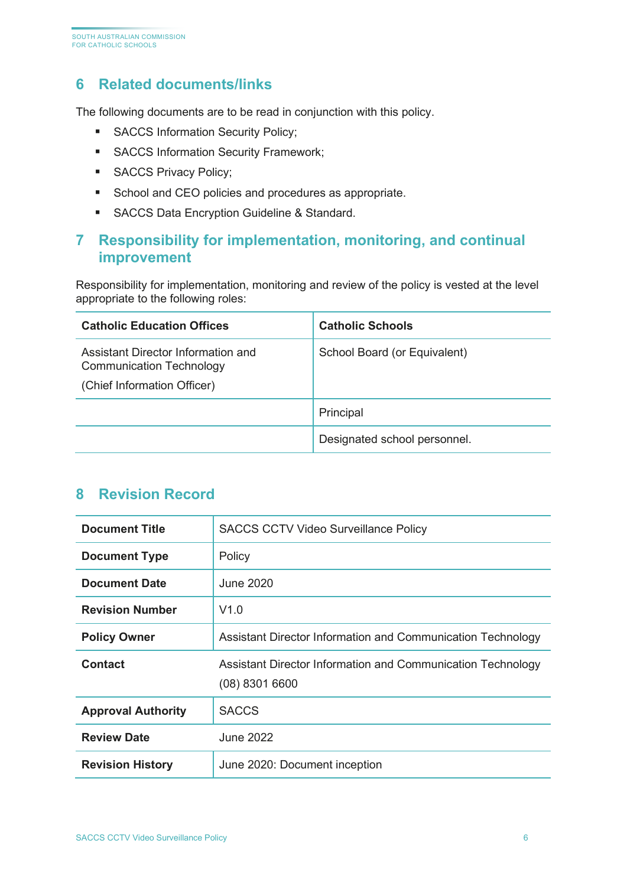## 6 Related documents/links

The following documents are to be read in conjunction with this policy.

- SACCS Information Security Policy;
- SACCS Information Security Framework;
- SACCS Privacy Policy;
- School and CEO policies and procedures as appropriate.
- SACCS Data Encryption Guideline & Standard.

## 7 Responsibility for implementation, monitoring, and continual improvement

Responsibility for implementation, monitoring and review of the policy is vested at the level appropriate to the following roles:

| Catholic Education Offices | Catholic Schools |
|---|---|
| Assistant Director Information and Communication Technology<br><br>(Chief Information Officer) | School Board (or Equivalent) |
| | Principal |
| | Designated school personnel. |

## 8 Revision Record

| | |
|---|---|
| **Document Title** | SACCS CCTV Video Surveillance Policy |
| **Document Type** | Policy |
| **Document Date** | June 2020 |
| **Revision Number** | V1.0 |
| **Policy Owner** | Assistant Director Information and Communication Technology |
| **Contact** | Assistant Director Information and Communication Technology<br>(08) 8301 6600 |
| **Approval Authority** | SACCS |
| **Review Date** | June 2022 |
| **Revision History** | June 2020: Document inception |